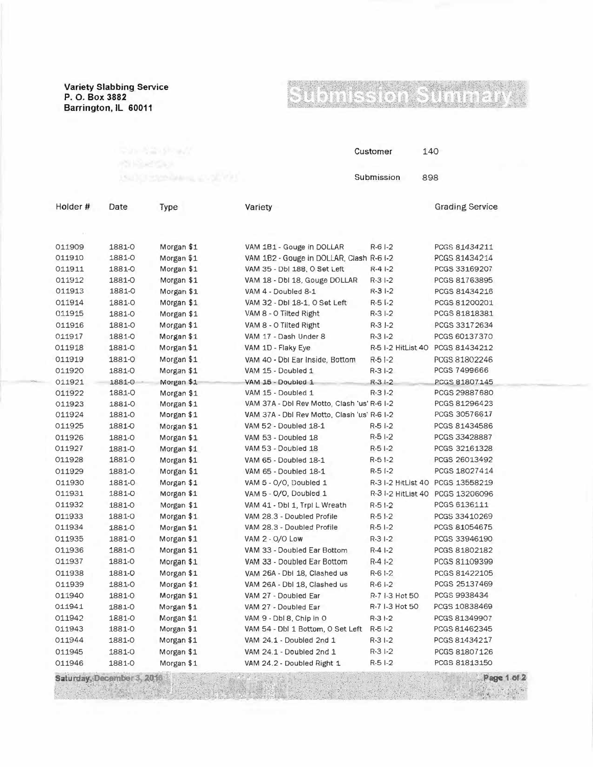**Variety Slabbing Service**
**P. O. Box 3882**
**Barrington, IL 60011**

# Submission Summary

Customer 140

Submission 898

| Holder # | Date | Type | Variety | | Grading Service |
|---|---|---|---|---|---|
| 011909 | 1881-O | Morgan $1 | VAM 1B1 - Gouge in DOLLAR | R-6 I-2 | PCGS 81434211 |
| 011910 | 1881-O | Morgan $1 | VAM 1B2 - Gouge in DOLLAR, Clash | R-6 I-2 | PCGS 81434214 |
| 011911 | 1881-O | Morgan $1 | VAM 35 - Dbl 188, O Set Left | R-4 I-2 | PCGS 33169207 |
| 011912 | 1881-O | Morgan $1 | VAM 18 - Dbl 18, Gouge DOLLAR | R-3 I-2 | PCGS 81763895 |
| 011913 | 1881-O | Morgan $1 | VAM 4 - Doubled 8-1 | R-3 I-2 | PCGS 81434216 |
| 011914 | 1881-O | Morgan $1 | VAM 32 - Dbl 18-1, O Set Left | R-5 I-2 | PCGS 81200201 |
| 011915 | 1881-O | Morgan $1 | VAM 8 - O Tilted Right | R-3 I-2 | PCGS 81818381 |
| 011916 | 1881-O | Morgan $1 | VAM 8 - O Tilted Right | R-3 I-2 | PCGS 33172634 |
| 011917 | 1881-O | Morgan $1 | VAM 17 - Dash Under 8 | R-3 I-2 | PCGS 60137370 |
| 011918 | 1881-O | Morgan $1 | VAM 1D - Flaky Eye | R-5 I-2 HitList 40 | PCGS 81434212 |
| 011919 | 1881-O | Morgan $1 | VAM 40 - Dbl Ear Inside, Bottom | R-5 I-2 | PCGS 81802246 |
| 011920 | 1881-O | Morgan $1 | VAM 15 - Doubled 1 | R-3 I-2 | PCGS 7499666 |
| 011921 | 1881-O | Morgan $1 | VAM 15 - Doubled 1 | R-3 I-2 | PCGS 81807145 |
| 011922 | 1881-O | Morgan $1 | VAM 15 - Doubled 1 | R-3 I-2 | PCGS 29887680 |
| 011923 | 1881-O | Morgan $1 | VAM 37A - Dbl Rev Motto, Clash 'us' | R-6 I-2 | PCGS 81296423 |
| 011924 | 1881-O | Morgan $1 | VAM 37A - Dbl Rev Motto, Clash 'us' | R-6 I-2 | PCGS 30576617 |
| 011925 | 1881-O | Morgan $1 | VAM 52 - Doubled 18-1 | R-5 I-2 | PCGS 81434586 |
| 011926 | 1881-O | Morgan $1 | VAM 53 - Doubled 18 | R-5 I-2 | PCGS 33428887 |
| 011927 | 1881-O | Morgan $1 | VAM 53 - Doubled 18 | R-5 I-2 | PCGS 32161328 |
| 011928 | 1881-O | Morgan $1 | VAM 65 - Doubled 18-1 | R-5 I-2 | PCGS 26013492 |
| 011929 | 1881-O | Morgan $1 | VAM 65 - Doubled 18-1 | R-5 I-2 | PCGS 18027414 |
| 011930 | 1881-O | Morgan $1 | VAM 5 - O/O, Doubled 1 | R-3 I-2 HitList 40 | PCGS 13558219 |
| 011931 | 1881-O | Morgan $1 | VAM 5 - O/O, Doubled 1 | R-3 I-2 HitList 40 | PCGS 13206096 |
| 011932 | 1881-O | Morgan $1 | VAM 41 - Dbl 1, Trpl L Wreath | R-5 I-2 | PCGS 6136111 |
| 011933 | 1881-O | Morgan $1 | VAM 28.3 - Doubled Profile | R-5 I-2 | PCGS 33410269 |
| 011934 | 1881-O | Morgan $1 | VAM 28.3 - Doubled Profile | R-5 I-2 | PCGS 81054675 |
| 011935 | 1881-O | Morgan $1 | VAM 2 - O/O Low | R-3 I-2 | PCGS 33946190 |
| 011936 | 1881-O | Morgan $1 | VAM 33 - Doubled Ear Bottom | R-4 I-2 | PCGS 81802182 |
| 011937 | 1881-O | Morgan $1 | VAM 33 - Doubled Ear Bottom | R-4 I-2 | PCGS 81109399 |
| 011938 | 1881-O | Morgan $1 | VAM 26A - Dbl 18, Clashed us | R-6 I-2 | PCGS 81422105 |
| 011939 | 1881-O | Morgan $1 | VAM 26A - Dbl 18, Clashed us | R-6 I-2 | PCGS 25137469 |
| 011940 | 1881-O | Morgan $1 | VAM 27 - Doubled Ear | R-7 I-3 Hot 50 | PCGS 9938434 |
| 011941 | 1881-O | Morgan $1 | VAM 27 - Doubled Ear | R-7 I-3 Hot 50 | PCGS 10838469 |
| 011942 | 1881-O | Morgan $1 | VAM 9 - Dbl 8, Chip in O | R-3 I-2 | PCGS 81349907 |
| 011943 | 1881-O | Morgan $1 | VAM 54 - Dbl 1 Bottom, O Set Left | R-5 I-2 | PCGS 81462345 |
| 011944 | 1881-O | Morgan $1 | VAM 24.1 - Doubled 2nd 1 | R-3 I-2 | PCGS 81434217 |
| 011945 | 1881-O | Morgan $1 | VAM 24.1 - Doubled 2nd 1 | R-3 I-2 | PCGS 81807126 |
| 011946 | 1881-O | Morgan $1 | VAM 24.2 - Doubled Right 1 | R-5 I-2 | PCGS 81813150 |

Saturday, December 3, 2016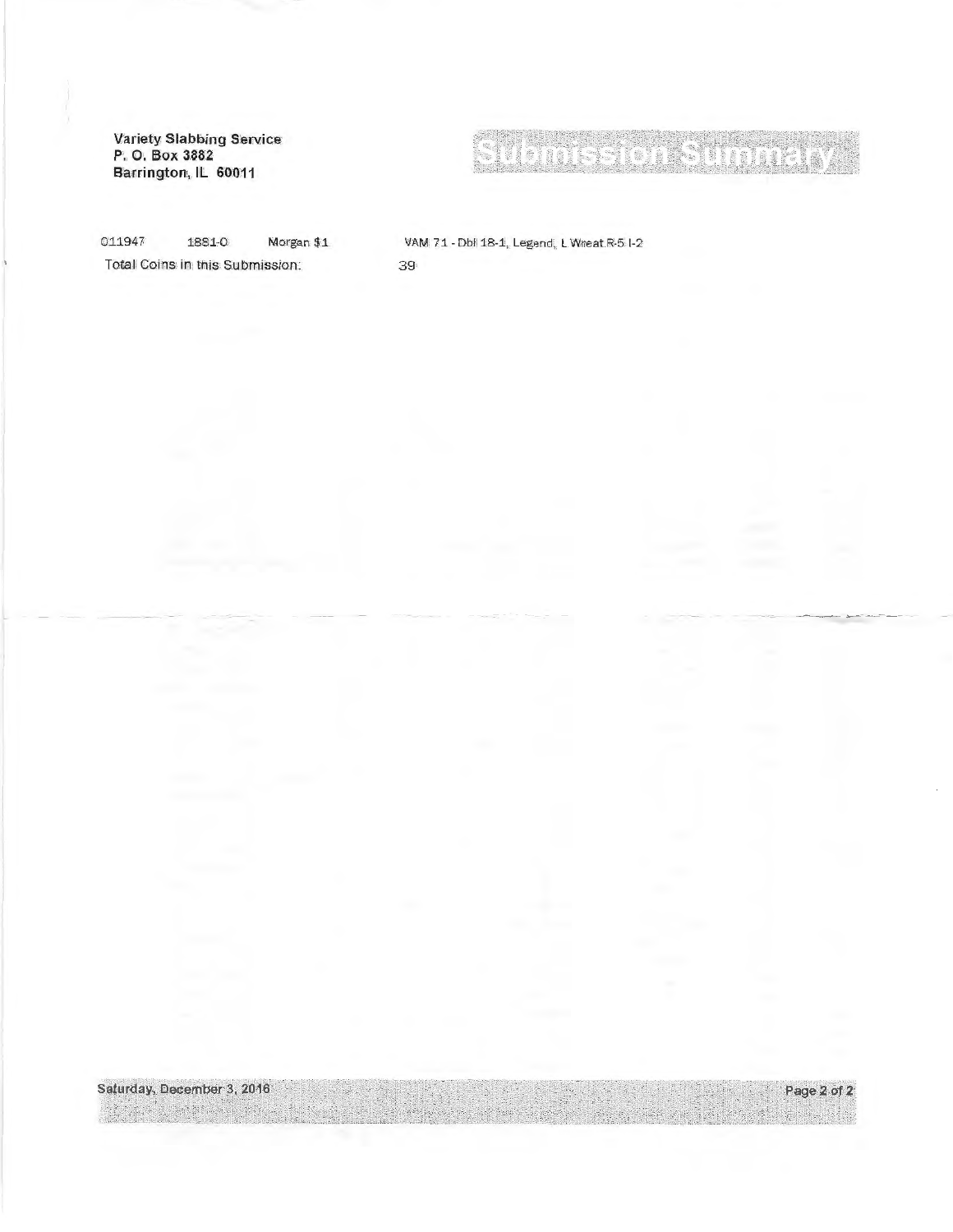Variety Slabbing Service
P. O. Box 3882
Barrington, IL 60011

# Submission Summary

| | | | |
|---|---|---|---|
| 011947 | 1881-O | Morgan $1 | VAM 71 - Dbl 18-1, Legend, L Wheat R-5 I-2 |
| Total Coins in this Submission: | | | 39 |

Saturday, December 3, 2016